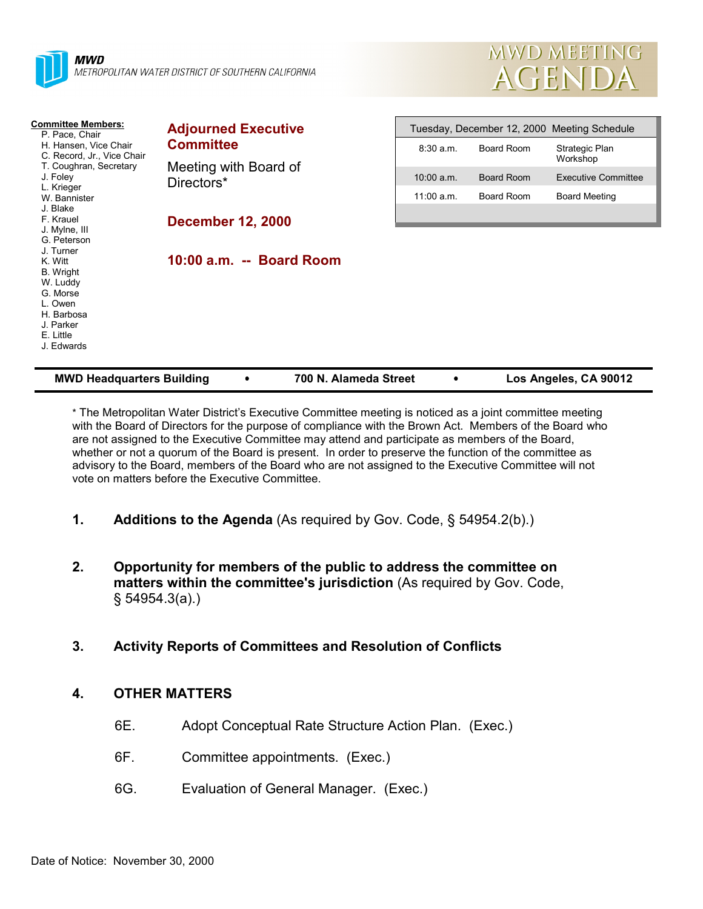**MWD**
*METROPOLITAN WATER DISTRICT OF SOUTHERN CALIFORNIA*

# MWD MEETING AGENDA

**Committee Members:**
- P. Pace, Chair
- H. Hansen, Vice Chair
- C. Record, Jr., Vice Chair
- T. Coughran, Secretary
- J. Foley
- L. Krieger
- W. Bannister
- J. Blake
- F. Krauel
- J. Mylne, III
- G. Peterson
- J. Turner
- K. Witt
- B. Wright
- W. Luddy
- G. Morse
- L. Owen
- H. Barbosa
- J. Parker
- E. Little
- J. Edwards

## Adjourned Executive Committee

Meeting with Board of Directors*

**December 12, 2000**

**10:00 a.m. -- Board Room**

| Tuesday, December 12, 2000 Meeting Schedule | | |
|---|---|---|
| 8:30 a.m. | Board Room | Strategic Plan Workshop |
| 10:00 a.m. | Board Room | Executive Committee |
| 11:00 a.m. | Board Room | Board Meeting |

**MWD Headquarters Building • 700 N. Alameda Street • Los Angeles, CA 90012**

* The Metropolitan Water District's Executive Committee meeting is noticed as a joint committee meeting with the Board of Directors for the purpose of compliance with the Brown Act. Members of the Board who are not assigned to the Executive Committee may attend and participate as members of the Board, whether or not a quorum of the Board is present. In order to preserve the function of the committee as advisory to the Board, members of the Board who are not assigned to the Executive Committee will not vote on matters before the Executive Committee.

1. **Additions to the Agenda** (As required by Gov. Code, § 54954.2(b).)

2. **Opportunity for members of the public to address the committee on matters within the committee's jurisdiction** (As required by Gov. Code, § 54954.3(a).)

3. **Activity Reports of Committees and Resolution of Conflicts**

4. **OTHER MATTERS**

   6E. Adopt Conceptual Rate Structure Action Plan. (Exec.)

   6F. Committee appointments. (Exec.)

   6G. Evaluation of General Manager. (Exec.)

Date of Notice: November 30, 2000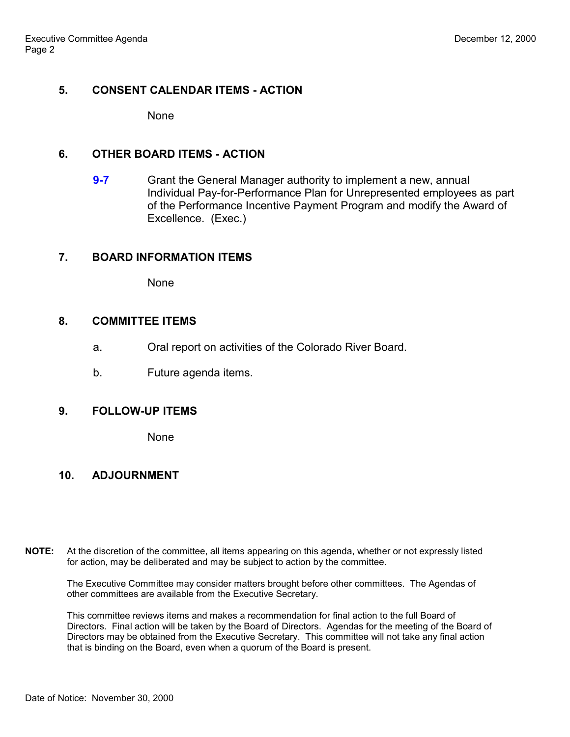## 5. CONSENT CALENDAR ITEMS - ACTION

None

## 6. OTHER BOARD ITEMS - ACTION

**9-7** Grant the General Manager authority to implement a new, annual Individual Pay-for-Performance Plan for Unrepresented employees as part of the Performance Incentive Payment Program and modify the Award of Excellence. (Exec.)

## 7. BOARD INFORMATION ITEMS

None

## 8. COMMITTEE ITEMS

a. Oral report on activities of the Colorado River Board.

b. Future agenda items.

## 9. FOLLOW-UP ITEMS

None

## 10. ADJOURNMENT

**NOTE:** At the discretion of the committee, all items appearing on this agenda, whether or not expressly listed for action, may be deliberated and may be subject to action by the committee.

The Executive Committee may consider matters brought before other committees. The Agendas of other committees are available from the Executive Secretary.

This committee reviews items and makes a recommendation for final action to the full Board of Directors. Final action will be taken by the Board of Directors. Agendas for the meeting of the Board of Directors may be obtained from the Executive Secretary. This committee will not take any final action that is binding on the Board, even when a quorum of the Board is present.

Date of Notice: November 30, 2000